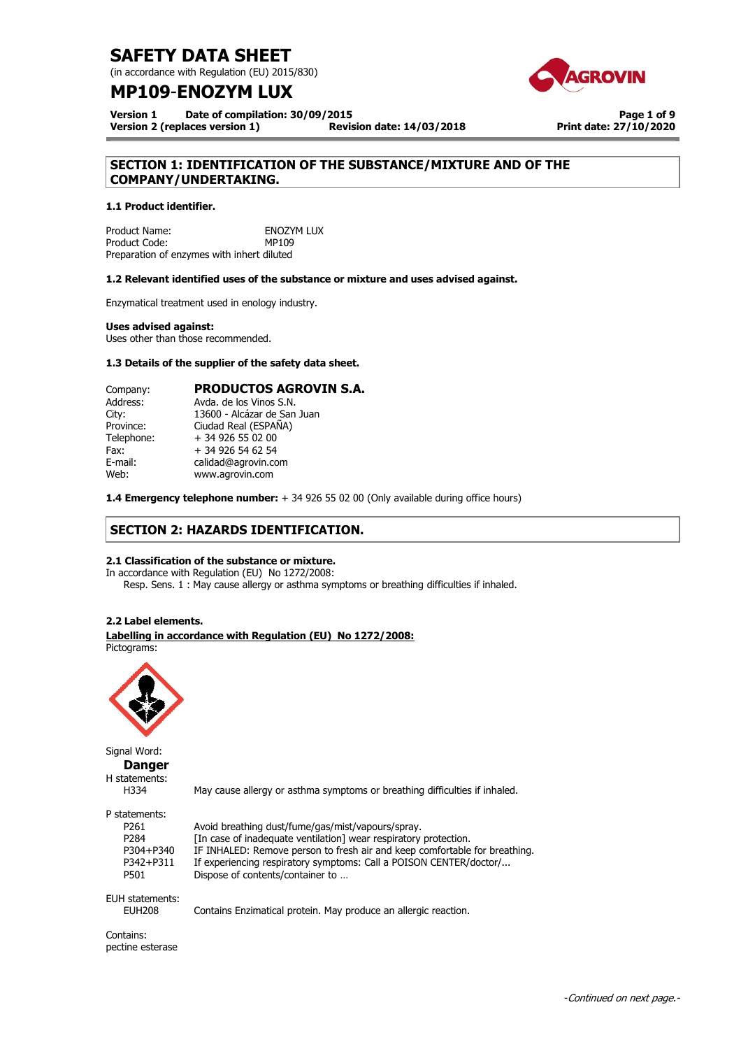# SAFETY DATA SHEET

(in accordance with Regulation (EU) 2015/830)

# MP109-ENOZYM LUX

**Version 1** **Date of compilation: 30/09/2015**
**Version 2 (replaces version 1)** **Revision date: 14/03/2018** **Print date: 27/10/2020**

## SECTION 1: IDENTIFICATION OF THE SUBSTANCE/MIXTURE AND OF THE COMPANY/UNDERTAKING.

### 1.1 Product identifier.

Product Name: ENOZYM LUX
Product Code: MP109
Preparation of enzymes with inhert diluted

### 1.2 Relevant identified uses of the substance or mixture and uses advised against.

Enzymatical treatment used in enology industry.

**Uses advised against:**
Uses other than those recommended.

### 1.3 Details of the supplier of the safety data sheet.

| | |
|---|---|
| Company: | **PRODUCTOS AGROVIN S.A.** |
| Address: | Avda. de los Vinos S.N. |
| City: | 13600 - Alcázar de San Juan |
| Province: | Ciudad Real (ESPAÑA) |
| Telephone: | + 34 926 55 02 00 |
| Fax: | + 34 926 54 62 54 |
| E-mail: | calidad@agrovin.com |
| Web: | www.agrovin.com |

**1.4 Emergency telephone number:** + 34 926 55 02 00 (Only available during office hours)

## SECTION 2: HAZARDS IDENTIFICATION.

### 2.1 Classification of the substance or mixture.

In accordance with Regulation (EU) No 1272/2008:
Resp. Sens. 1 : May cause allergy or asthma symptoms or breathing difficulties if inhaled.

### 2.2 Label elements.

**Labelling in accordance with Regulation (EU) No 1272/2008:**
Pictograms:

Signal Word:
**Danger**

H statements:

| | |
|---|---|
| H334 | May cause allergy or asthma symptoms or breathing difficulties if inhaled. |

P statements:

| | |
|---|---|
| P261 | Avoid breathing dust/fume/gas/mist/vapours/spray. |
| P284 | [In case of inadequate ventilation] wear respiratory protection. |
| P304+P340 | IF INHALED: Remove person to fresh air and keep comfortable for breathing. |
| P342+P311 | If experiencing respiratory symptoms: Call a POISON CENTER/doctor/... |
| P501 | Dispose of contents/container to … |

EUH statements:

| | |
|---|---|
| EUH208 | Contains Enzimatical protein. May produce an allergic reaction. |

Contains:
pectine esterase

*-Continued on next page.-*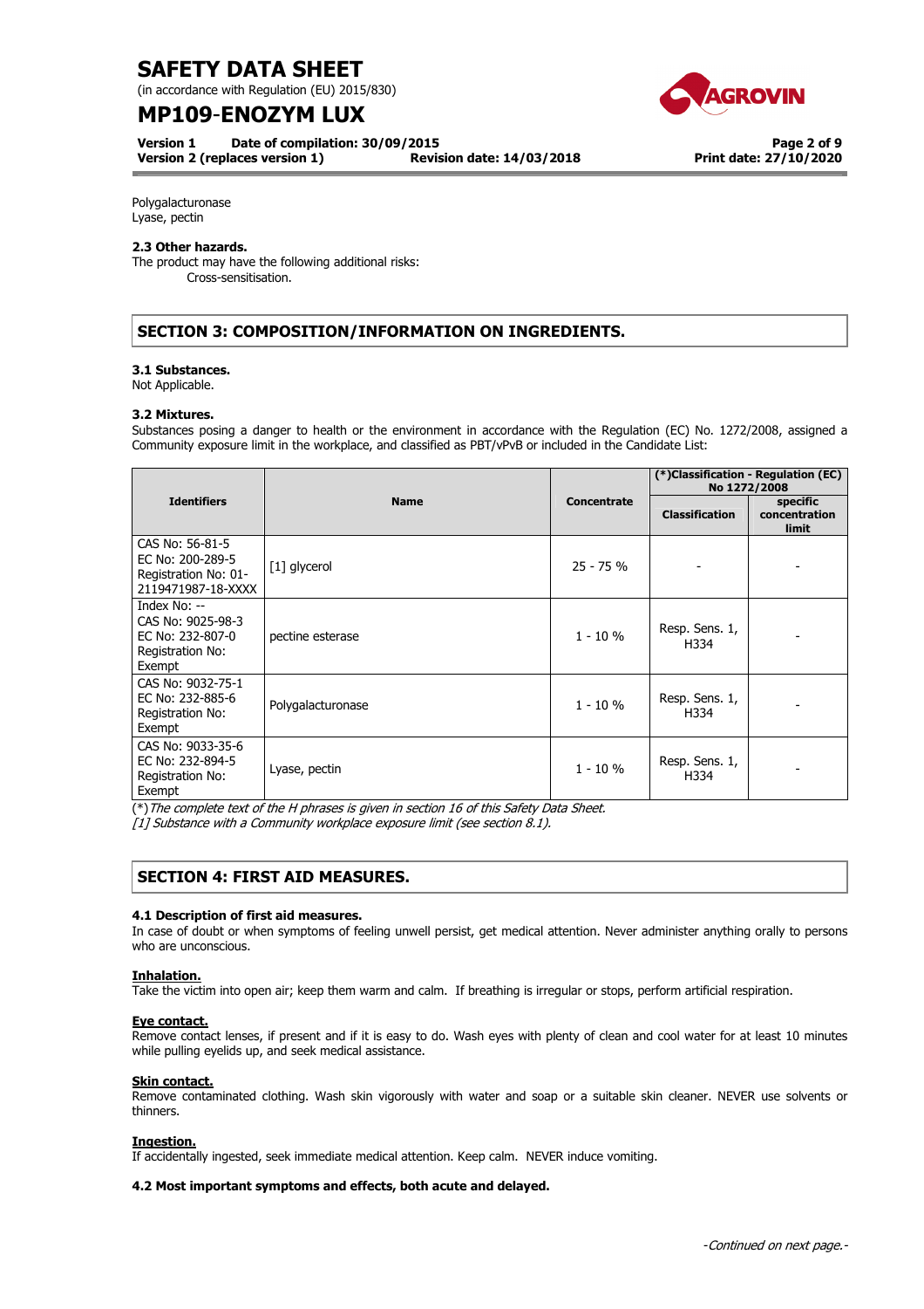Polygalacturonase
Lyase, pectin

**2.3 Other hazards.**
The product may have the following additional risks:
Cross-sensitisation.

## SECTION 3: COMPOSITION/INFORMATION ON INGREDIENTS.

**3.1 Substances.**
Not Applicable.

**3.2 Mixtures.**
Substances posing a danger to health or the environment in accordance with the Regulation (EC) No. 1272/2008, assigned a Community exposure limit in the workplace, and classified as PBT/vPvB or included in the Candidate List:

| Identifiers | Name | Concentrate | (*)Classification - Regulation (EC) No 1272/2008 | |
|---|---|---|---|---|
| | | | Classification | specific concentration limit |
| CAS No: 56-81-5<br>EC No: 200-289-5<br>Registration No: 01-2119471987-18-XXXX | [1] glycerol | 25 - 75 % | - | - |
| Index No: --<br>CAS No: 9025-98-3<br>EC No: 232-807-0<br>Registration No: Exempt | pectine esterase | 1 - 10 % | Resp. Sens. 1, H334 | - |
| CAS No: 9032-75-1<br>EC No: 232-885-6<br>Registration No: Exempt | Polygalacturonase | 1 - 10 % | Resp. Sens. 1, H334 | - |
| CAS No: 9033-35-6<br>EC No: 232-894-5<br>Registration No: Exempt | Lyase, pectin | 1 - 10 % | Resp. Sens. 1, H334 | - |

(*)*The complete text of the H phrases is given in section 16 of this Safety Data Sheet.*
*[1] Substance with a Community workplace exposure limit (see section 8.1).*

## SECTION 4: FIRST AID MEASURES.

**4.1 Description of first aid measures.**
In case of doubt or when symptoms of feeling unwell persist, get medical attention. Never administer anything orally to persons who are unconscious.

**Inhalation.**
Take the victim into open air; keep them warm and calm. If breathing is irregular or stops, perform artificial respiration.

**Eye contact.**
Remove contact lenses, if present and if it is easy to do. Wash eyes with plenty of clean and cool water for at least 10 minutes while pulling eyelids up, and seek medical assistance.

**Skin contact.**
Remove contaminated clothing. Wash skin vigorously with water and soap or a suitable skin cleaner. NEVER use solvents or thinners.

**Ingestion.**
If accidentally ingested, seek immediate medical attention. Keep calm. NEVER induce vomiting.

**4.2 Most important symptoms and effects, both acute and delayed.**

*-Continued on next page.-*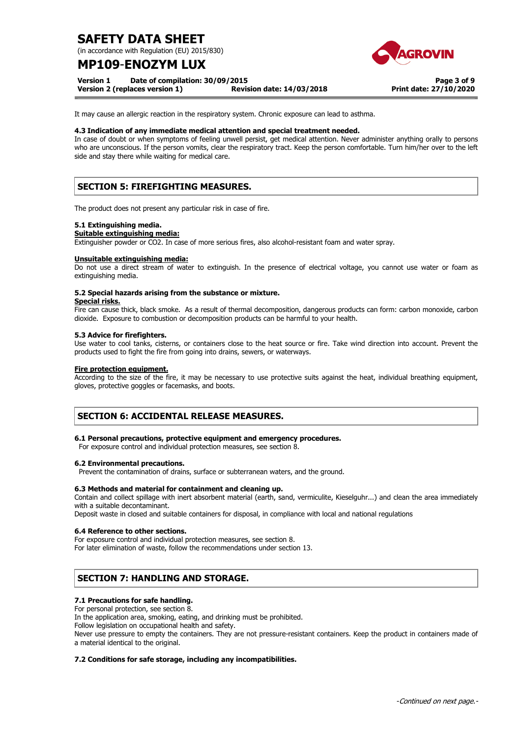It may cause an allergic reaction in the respiratory system. Chronic exposure can lead to asthma.

**4.3 Indication of any immediate medical attention and special treatment needed.**

In case of doubt or when symptoms of feeling unwell persist, get medical attention. Never administer anything orally to persons who are unconscious. If the person vomits, clear the respiratory tract. Keep the person comfortable. Turn him/her over to the left side and stay there while waiting for medical care.

## SECTION 5: FIREFIGHTING MEASURES.

The product does not present any particular risk in case of fire.

**5.1 Extinguishing media.**

**Suitable extinguishing media:**

Extinguisher powder or $CO_2$. In case of more serious fires, also alcohol-resistant foam and water spray.

**Unsuitable extinguishing media:**

Do not use a direct stream of water to extinguish. In the presence of electrical voltage, you cannot use water or foam as extinguishing media.

**5.2 Special hazards arising from the substance or mixture.**

**Special risks.**

Fire can cause thick, black smoke. As a result of thermal decomposition, dangerous products can form: carbon monoxide, carbon dioxide. Exposure to combustion or decomposition products can be harmful to your health.

**5.3 Advice for firefighters.**

Use water to cool tanks, cisterns, or containers close to the heat source or fire. Take wind direction into account. Prevent the products used to fight the fire from going into drains, sewers, or waterways.

**Fire protection equipment.**

According to the size of the fire, it may be necessary to use protective suits against the heat, individual breathing equipment, gloves, protective goggles or facemasks, and boots.

## SECTION 6: ACCIDENTAL RELEASE MEASURES.

**6.1 Personal precautions, protective equipment and emergency procedures.**

For exposure control and individual protection measures, see section 8.

**6.2 Environmental precautions.**

Prevent the contamination of drains, surface or subterranean waters, and the ground.

**6.3 Methods and material for containment and cleaning up.**

Contain and collect spillage with inert absorbent material (earth, sand, vermiculite, Kieselguhr...) and clean the area immediately with a suitable decontaminant.

Deposit waste in closed and suitable containers for disposal, in compliance with local and national regulations

**6.4 Reference to other sections.**

For exposure control and individual protection measures, see section 8.

For later elimination of waste, follow the recommendations under section 13.

## SECTION 7: HANDLING AND STORAGE.

**7.1 Precautions for safe handling.**

For personal protection, see section 8.

In the application area, smoking, eating, and drinking must be prohibited.

Follow legislation on occupational health and safety.

Never use pressure to empty the containers. They are not pressure-resistant containers. Keep the product in containers made of a material identical to the original.

**7.2 Conditions for safe storage, including any incompatibilities.**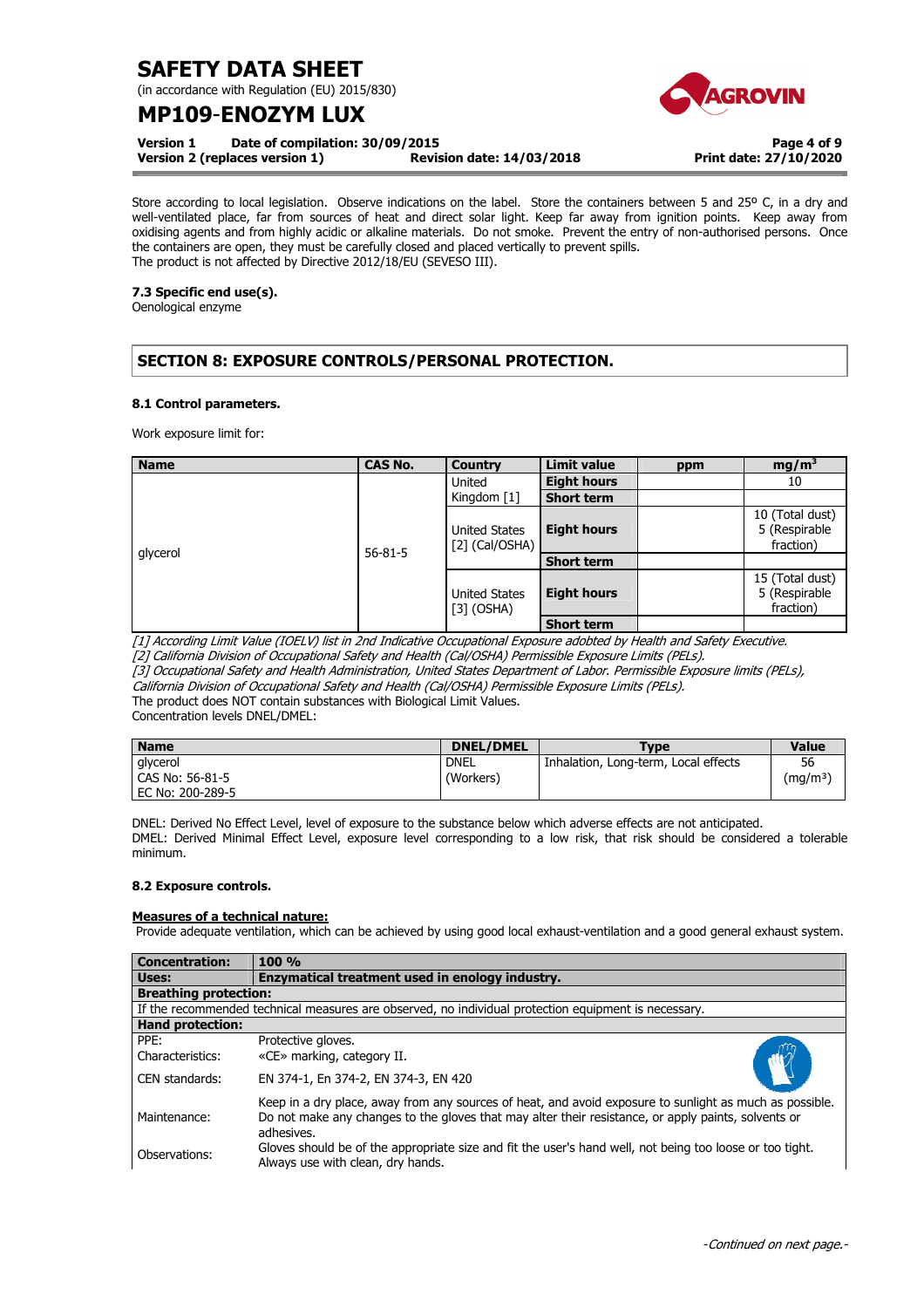Store according to local legislation. Observe indications on the label. Store the containers between 5 and 25º C, in a dry and well-ventilated place, far from sources of heat and direct solar light. Keep far away from ignition points. Keep away from oxidising agents and from highly acidic or alkaline materials. Do not smoke. Prevent the entry of non-authorised persons. Once the containers are open, they must be carefully closed and placed vertically to prevent spills.
The product is not affected by Directive 2012/18/EU (SEVESO III).

**7.3 Specific end use(s).**
Oenological enzyme

## SECTION 8: EXPOSURE CONTROLS/PERSONAL PROTECTION.

**8.1 Control parameters.**

Work exposure limit for:

| Name | CAS No. | Country | Limit value | ppm | mg/m³ |
|---|---|---|---|---|---|
| glycerol | 56-81-5 | United Kingdom [1] | **Eight hours** | | 10 |
| | | | **Short term** | | |
| | | United States [2] (Cal/OSHA) | **Eight hours** | | 10 (Total dust) 5 (Respirable fraction) |
| | | | **Short term** | | |
| | | United States [3] (OSHA) | **Eight hours** | | 15 (Total dust) 5 (Respirable fraction) |
| | | | **Short term** | | |

*[1] According Limit Value (IOELV) list in 2nd Indicative Occupational Exposure adobted by Health and Safety Executive.*
*[2] California Division of Occupational Safety and Health (Cal/OSHA) Permissible Exposure Limits (PELs).*
*[3] Occupational Safety and Health Administration, United States Department of Labor. Permissible Exposure limits (PELs), California Division of Occupational Safety and Health (Cal/OSHA) Permissible Exposure Limits (PELs).*
The product does NOT contain substances with Biological Limit Values.
Concentration levels DNEL/DMEL:

| Name | DNEL/DMEL | Type | Value |
|---|---|---|---|
| glycerol<br>CAS No: 56-81-5<br>EC No: 200-289-5 | DNEL (Workers) | Inhalation, Long-term, Local effects | 56 (mg/m³) |

DNEL: Derived No Effect Level, level of exposure to the substance below which adverse effects are not anticipated.
DMEL: Derived Minimal Effect Level, exposure level corresponding to a low risk, that risk should be considered a tolerable minimum.

**8.2 Exposure controls.**

**Measures of a technical nature:**
Provide adequate ventilation, which can be achieved by using good local exhaust-ventilation and a good general exhaust system.

| **Concentration:** | **100 %** |
|---|---|
| **Uses:** | **Enzymatical treatment used in enology industry.** |
| **Breathing protection:** | |
| If the recommended technical measures are observed, no individual protection equipment is necessary. | |
| **Hand protection:** | |
| PPE: | Protective gloves. |
| Characteristics: | «CE» marking, category II. |
| CEN standards: | EN 374-1, En 374-2, EN 374-3, EN 420 |
| Maintenance: | Keep in a dry place, away from any sources of heat, and avoid exposure to sunlight as much as possible. Do not make any changes to the gloves that may alter their resistance, or apply paints, solvents or adhesives. |
| Observations: | Gloves should be of the appropriate size and fit the user's hand well, not being too loose or too tight. Always use with clean, dry hands. |

-Continued on next page.-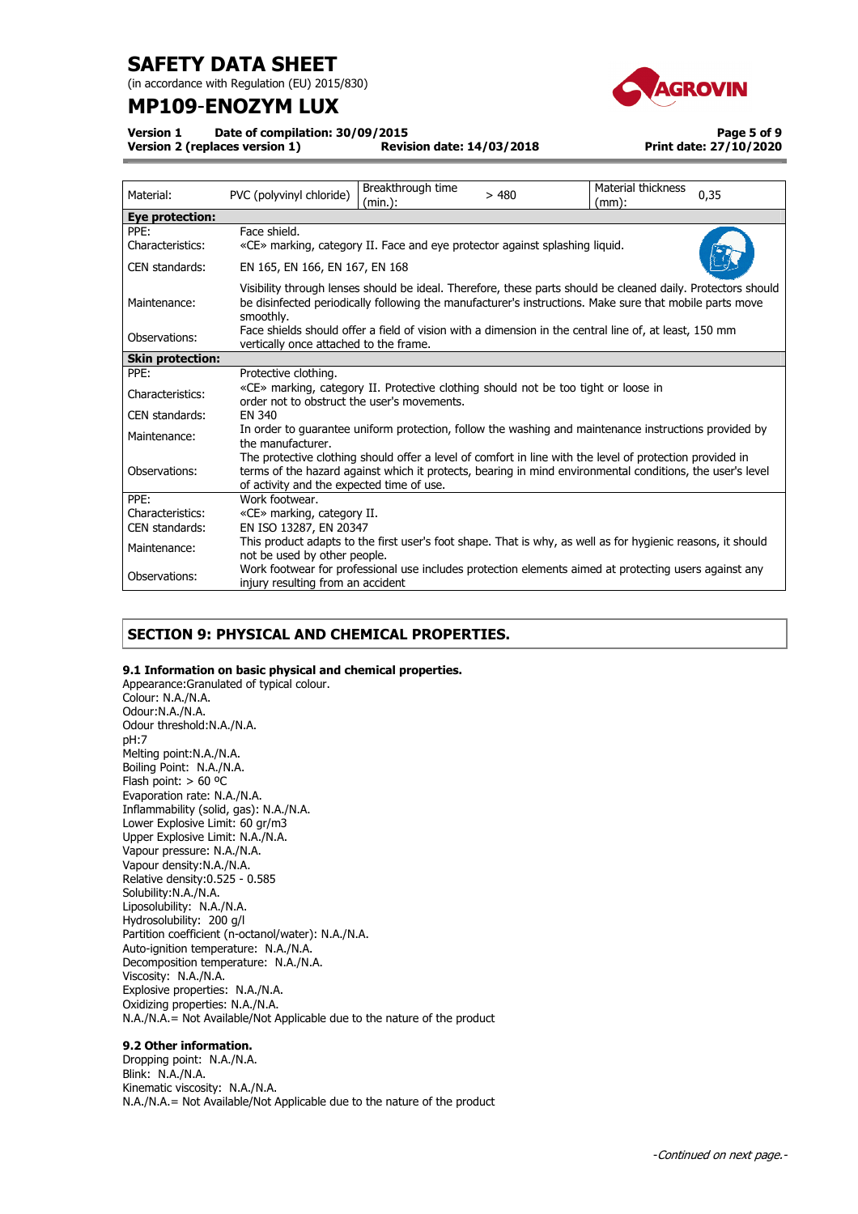| Material: | PVC (polyvinyl chloride) | Breakthrough time (min.): | > 480 | Material thickness (mm): | 0,35 |
|---|---|---|---|---|---|

| **Eye protection:** | |
|---|---|
| PPE: | Face shield. |
| Characteristics: | «CE» marking, category II. Face and eye protector against splashing liquid. |
| CEN standards: | EN 165, EN 166, EN 167, EN 168 |
| Maintenance: | Visibility through lenses should be ideal. Therefore, these parts should be cleaned daily. Protectors should be disinfected periodically following the manufacturer's instructions. Make sure that mobile parts move smoothly. |
| Observations: | Face shields should offer a field of vision with a dimension in the central line of, at least, 150 mm vertically once attached to the frame. |
| **Skin protection:** | |
| PPE: | Protective clothing. |
| Characteristics: | «CE» marking, category II. Protective clothing should not be too tight or loose in order not to obstruct the user's movements. |
| CEN standards: | EN 340 |
| Maintenance: | In order to guarantee uniform protection, follow the washing and maintenance instructions provided by the manufacturer. |
| Observations: | The protective clothing should offer a level of comfort in line with the level of protection provided in terms of the hazard against which it protects, bearing in mind environmental conditions, the user's level of activity and the expected time of use. |
| PPE: | Work footwear. |
| Characteristics: | «CE» marking, category II. |
| CEN standards: | EN ISO 13287, EN 20347 |
| Maintenance: | This product adapts to the first user's foot shape. That is why, as well as for hygienic reasons, it should not be used by other people. |
| Observations: | Work footwear for professional use includes protection elements aimed at protecting users against any injury resulting from an accident |

## SECTION 9: PHYSICAL AND CHEMICAL PROPERTIES.

### 9.1 Information on basic physical and chemical properties.

Appearance:Granulated of typical colour.
Colour: N.A./N.A.
Odour:N.A./N.A.
Odour threshold:N.A./N.A.
pH:7
Melting point:N.A./N.A.
Boiling Point: N.A./N.A.
Flash point: > 60 ºC
Evaporation rate: N.A./N.A.
Inflammability (solid, gas): N.A./N.A.
Lower Explosive Limit: 60 gr/m3
Upper Explosive Limit: N.A./N.A.
Vapour pressure: N.A./N.A.
Vapour density:N.A./N.A.
Relative density:0.525 - 0.585
Solubility:N.A./N.A.
Liposolubility: N.A./N.A.
Hydrosolubility: 200 g/l
Partition coefficient (n-octanol/water): N.A./N.A.
Auto-ignition temperature: N.A./N.A.
Decomposition temperature: N.A./N.A.
Viscosity: N.A./N.A.
Explosive properties: N.A./N.A.
Oxidizing properties: N.A./N.A.
N.A./N.A.= Not Available/Not Applicable due to the nature of the product

### 9.2 Other information.

Dropping point: N.A./N.A.
Blink: N.A./N.A.
Kinematic viscosity: N.A./N.A.
N.A./N.A.= Not Available/Not Applicable due to the nature of the product

*-Continued on next page.-*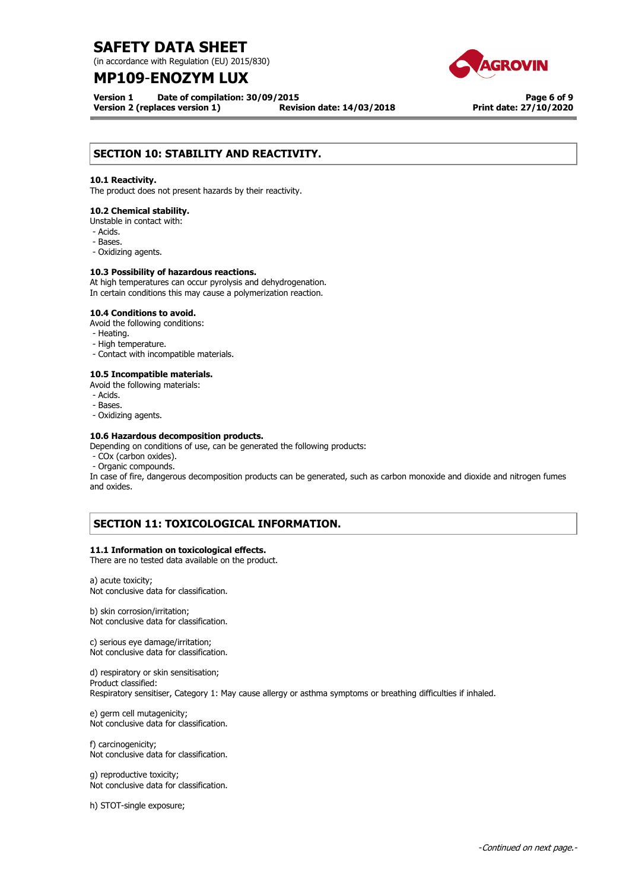## SECTION 10: STABILITY AND REACTIVITY.

**10.1 Reactivity.**
The product does not present hazards by their reactivity.

**10.2 Chemical stability.**
Unstable in contact with:
- Acids.
- Bases.
- Oxidizing agents.

**10.3 Possibility of hazardous reactions.**
At high temperatures can occur pyrolysis and dehydrogenation.
In certain conditions this may cause a polymerization reaction.

**10.4 Conditions to avoid.**
Avoid the following conditions:
- Heating.
- High temperature.
- Contact with incompatible materials.

**10.5 Incompatible materials.**
Avoid the following materials:
- Acids.
- Bases.
- Oxidizing agents.

**10.6 Hazardous decomposition products.**
Depending on conditions of use, can be generated the following products:
- COx (carbon oxides).
- Organic compounds.

In case of fire, dangerous decomposition products can be generated, such as carbon monoxide and dioxide and nitrogen fumes and oxides.

## SECTION 11: TOXICOLOGICAL INFORMATION.

**11.1 Information on toxicological effects.**
There are no tested data available on the product.

a) acute toxicity;
Not conclusive data for classification.

b) skin corrosion/irritation;
Not conclusive data for classification.

c) serious eye damage/irritation;
Not conclusive data for classification.

d) respiratory or skin sensitisation;
Product classified:
Respiratory sensitiser, Category 1: May cause allergy or asthma symptoms or breathing difficulties if inhaled.

e) germ cell mutagenicity;
Not conclusive data for classification.

f) carcinogenicity;
Not conclusive data for classification.

g) reproductive toxicity;
Not conclusive data for classification.

h) STOT-single exposure;

*-Continued on next page.-*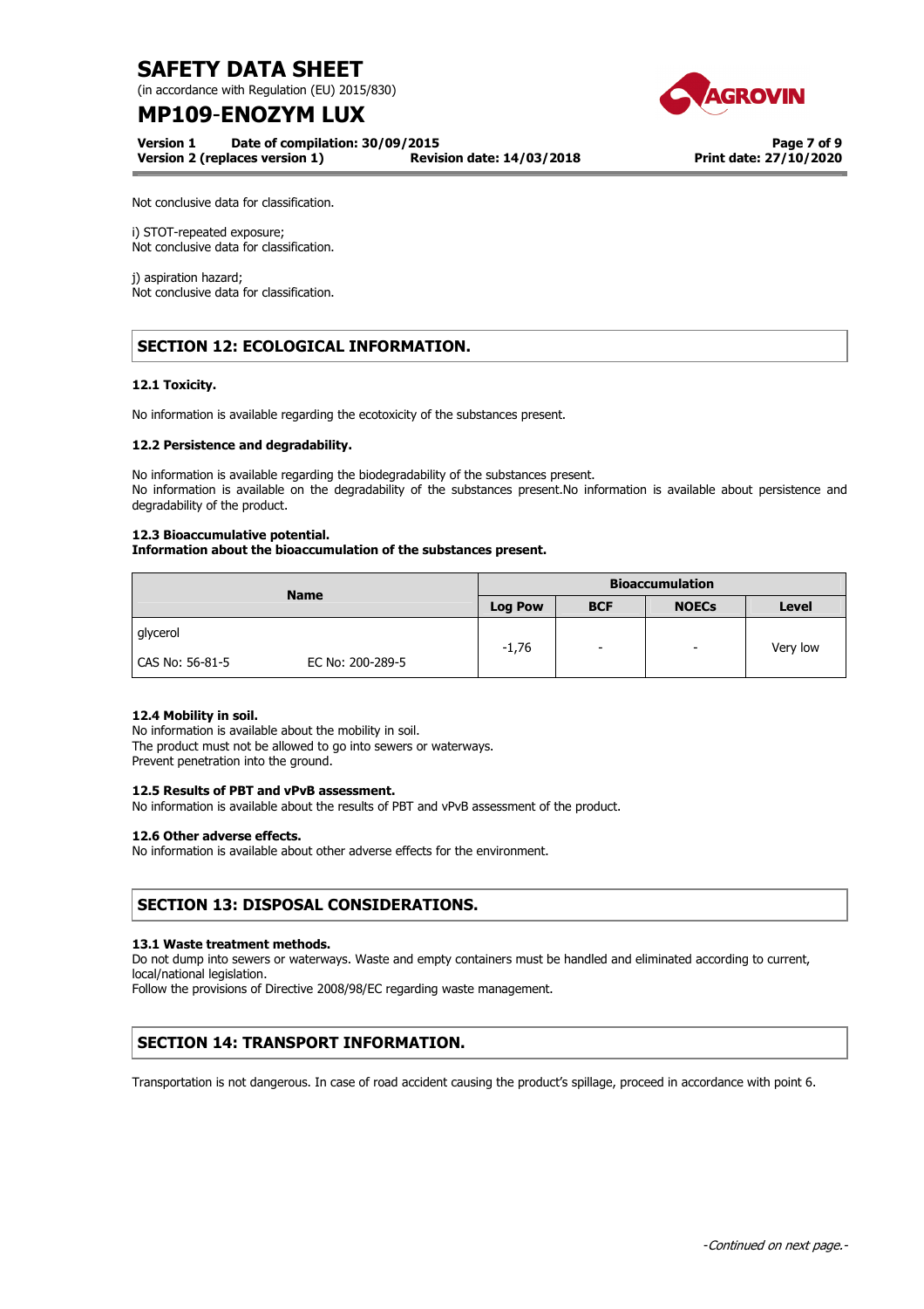Not conclusive data for classification.

i) STOT-repeated exposure;
Not conclusive data for classification.

j) aspiration hazard;
Not conclusive data for classification.

## SECTION 12: ECOLOGICAL INFORMATION.

### 12.1 Toxicity.

No information is available regarding the ecotoxicity of the substances present.

### 12.2 Persistence and degradability.

No information is available regarding the biodegradability of the substances present.
No information is available on the degradability of the substances present.No information is available about persistence and degradability of the product.

### 12.3 Bioaccumulative potential.
**Information about the bioaccumulation of the substances present.**

| Name | | Bioaccumulation | | | |
|---|---|---|---|---|---|
| | | Log Pow | BCF | NOECs | Level |
| glycerol<br>CAS No: 56-81-5 | EC No: 200-289-5 | -1,76 | - | - | Very low |

### 12.4 Mobility in soil.
No information is available about the mobility in soil.
The product must not be allowed to go into sewers or waterways.
Prevent penetration into the ground.

### 12.5 Results of PBT and vPvB assessment.
No information is available about the results of PBT and vPvB assessment of the product.

### 12.6 Other adverse effects.
No information is available about other adverse effects for the environment.

## SECTION 13: DISPOSAL CONSIDERATIONS.

### 13.1 Waste treatment methods.
Do not dump into sewers or waterways. Waste and empty containers must be handled and eliminated according to current, local/national legislation.
Follow the provisions of Directive 2008/98/EC regarding waste management.

## SECTION 14: TRANSPORT INFORMATION.

Transportation is not dangerous. In case of road accident causing the product's spillage, proceed in accordance with point 6.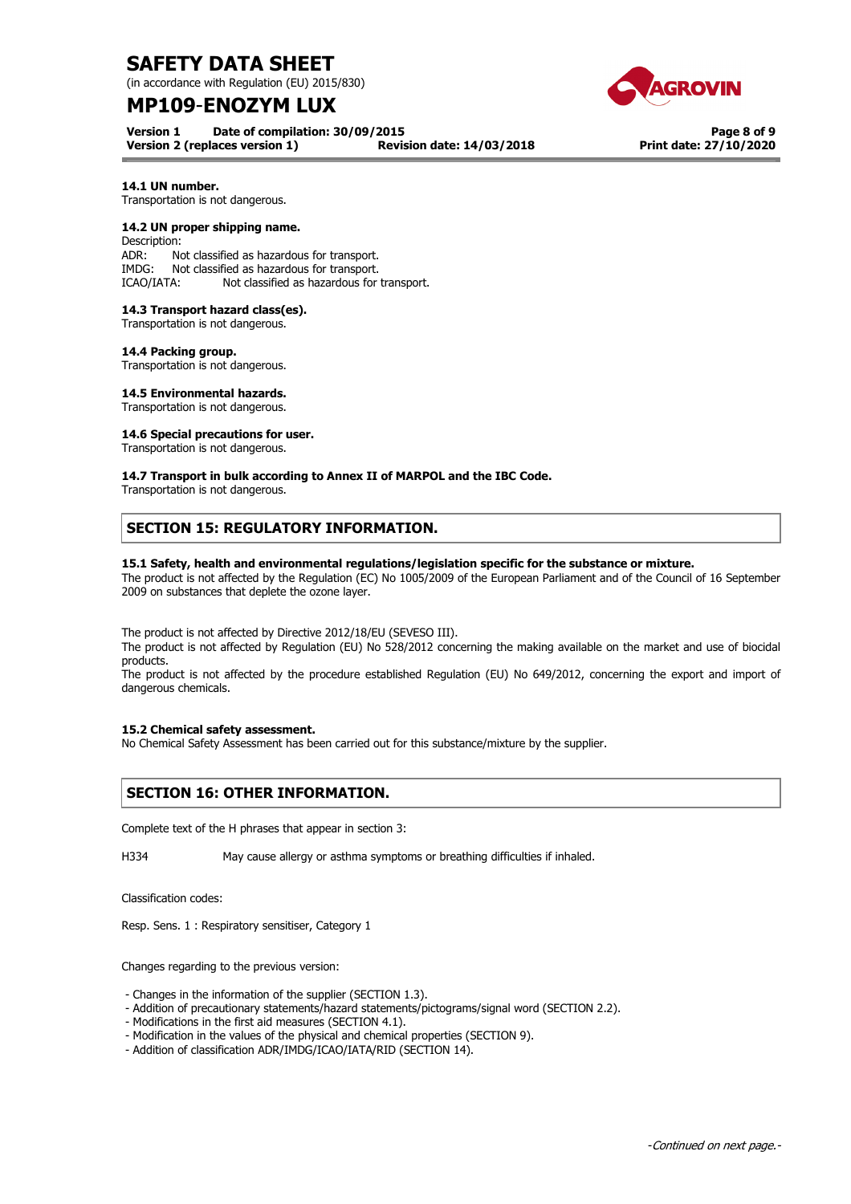**14.1 UN number.**
Transportation is not dangerous.

**14.2 UN proper shipping name.**
Description:
ADR: Not classified as hazardous for transport.
IMDG: Not classified as hazardous for transport.
ICAO/IATA: Not classified as hazardous for transport.

**14.3 Transport hazard class(es).**
Transportation is not dangerous.

**14.4 Packing group.**
Transportation is not dangerous.

**14.5 Environmental hazards.**
Transportation is not dangerous.

**14.6 Special precautions for user.**
Transportation is not dangerous.

**14.7 Transport in bulk according to Annex II of MARPOL and the IBC Code.**
Transportation is not dangerous.

## SECTION 15: REGULATORY INFORMATION.

**15.1 Safety, health and environmental regulations/legislation specific for the substance or mixture.**
The product is not affected by the Regulation (EC) No 1005/2009 of the European Parliament and of the Council of 16 September 2009 on substances that deplete the ozone layer.

The product is not affected by Directive 2012/18/EU (SEVESO III).
The product is not affected by Regulation (EU) No 528/2012 concerning the making available on the market and use of biocidal products.
The product is not affected by the procedure established Regulation (EU) No 649/2012, concerning the export and import of dangerous chemicals.

**15.2 Chemical safety assessment.**
No Chemical Safety Assessment has been carried out for this substance/mixture by the supplier.

## SECTION 16: OTHER INFORMATION.

Complete text of the H phrases that appear in section 3:

H334 May cause allergy or asthma symptoms or breathing difficulties if inhaled.

Classification codes:

Resp. Sens. 1 : Respiratory sensitiser, Category 1

Changes regarding to the previous version:

- Changes in the information of the supplier (SECTION 1.3).
- Addition of precautionary statements/hazard statements/pictograms/signal word (SECTION 2.2).
- Modifications in the first aid measures (SECTION 4.1).
- Modification in the values of the physical and chemical properties (SECTION 9).
- Addition of classification ADR/IMDG/ICAO/IATA/RID (SECTION 14).

-Continued on next page.-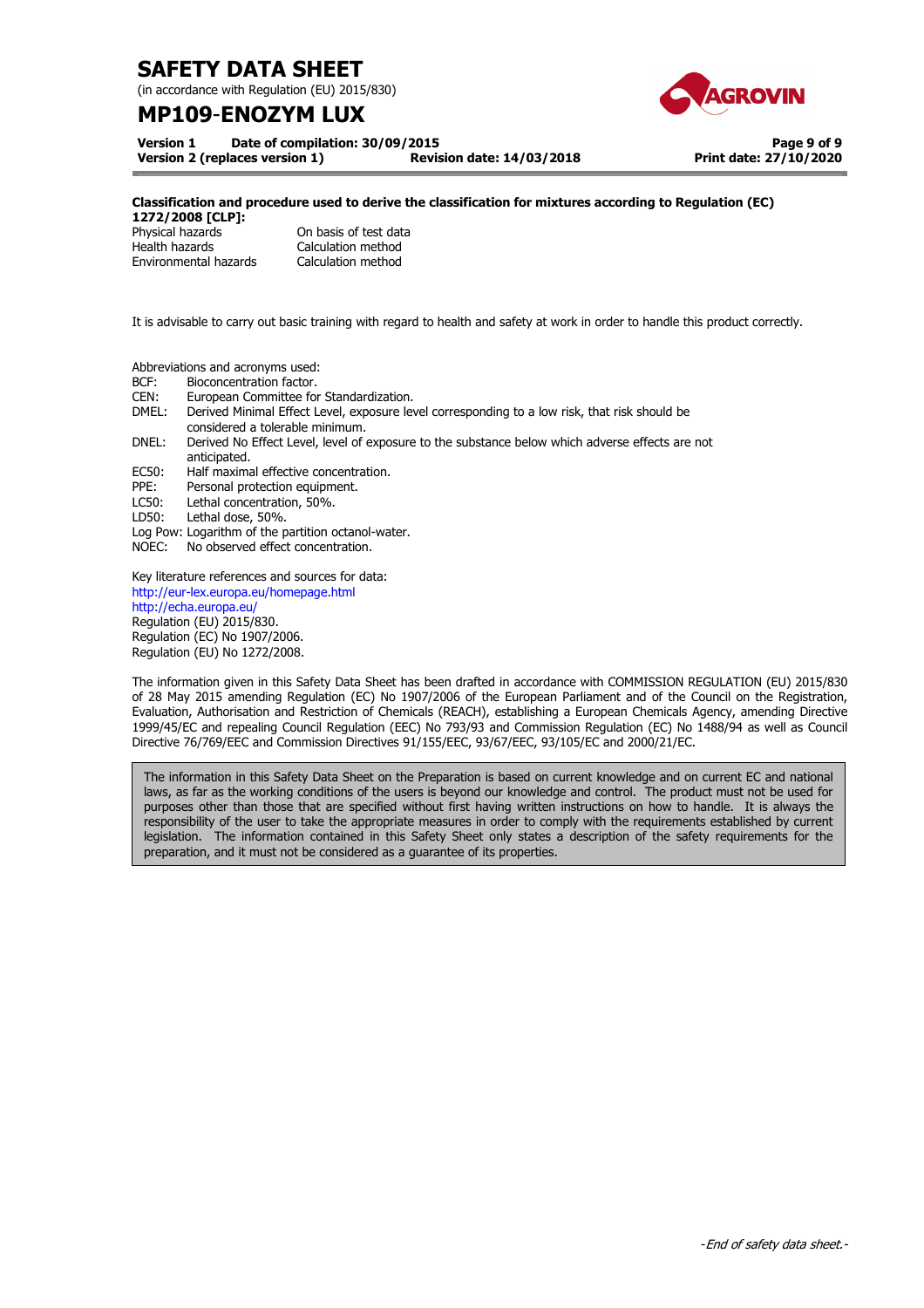**Classification and procedure used to derive the classification for mixtures according to Regulation (EC) 1272/2008 [CLP]:**

| | |
|---|---|
| Physical hazards | On basis of test data |
| Health hazards | Calculation method |
| Environmental hazards | Calculation method |

It is advisable to carry out basic training with regard to health and safety at work in order to handle this product correctly.

Abbreviations and acronyms used:

- BCF: Bioconcentration factor.
- CEN: European Committee for Standardization.
- DMEL: Derived Minimal Effect Level, exposure level corresponding to a low risk, that risk should be considered a tolerable minimum.
- DNEL: Derived No Effect Level, level of exposure to the substance below which adverse effects are not anticipated.
- EC50: Half maximal effective concentration.
- PPE: Personal protection equipment.
- LC50: Lethal concentration, 50%.
- LD50: Lethal dose, 50%.
- Log Pow: Logarithm of the partition octanol-water.
- NOEC: No observed effect concentration.

Key literature references and sources for data:
http://eur-lex.europa.eu/homepage.html
http://echa.europa.eu/
Regulation (EU) 2015/830.
Regulation (EC) No 1907/2006.
Regulation (EU) No 1272/2008.

The information given in this Safety Data Sheet has been drafted in accordance with COMMISSION REGULATION (EU) 2015/830 of 28 May 2015 amending Regulation (EC) No 1907/2006 of the European Parliament and of the Council on the Registration, Evaluation, Authorisation and Restriction of Chemicals (REACH), establishing a European Chemicals Agency, amending Directive 1999/45/EC and repealing Council Regulation (EEC) No 793/93 and Commission Regulation (EC) No 1488/94 as well as Council Directive 76/769/EEC and Commission Directives 91/155/EEC, 93/67/EEC, 93/105/EC and 2000/21/EC.

The information in this Safety Data Sheet on the Preparation is based on current knowledge and on current EC and national laws, as far as the working conditions of the users is beyond our knowledge and control. The product must not be used for purposes other than those that are specified without first having written instructions on how to handle. It is always the responsibility of the user to take the appropriate measures in order to comply with the requirements established by current legislation. The information contained in this Safety Sheet only states a description of the safety requirements for the preparation, and it must not be considered as a guarantee of its properties.

*-End of safety data sheet.-*